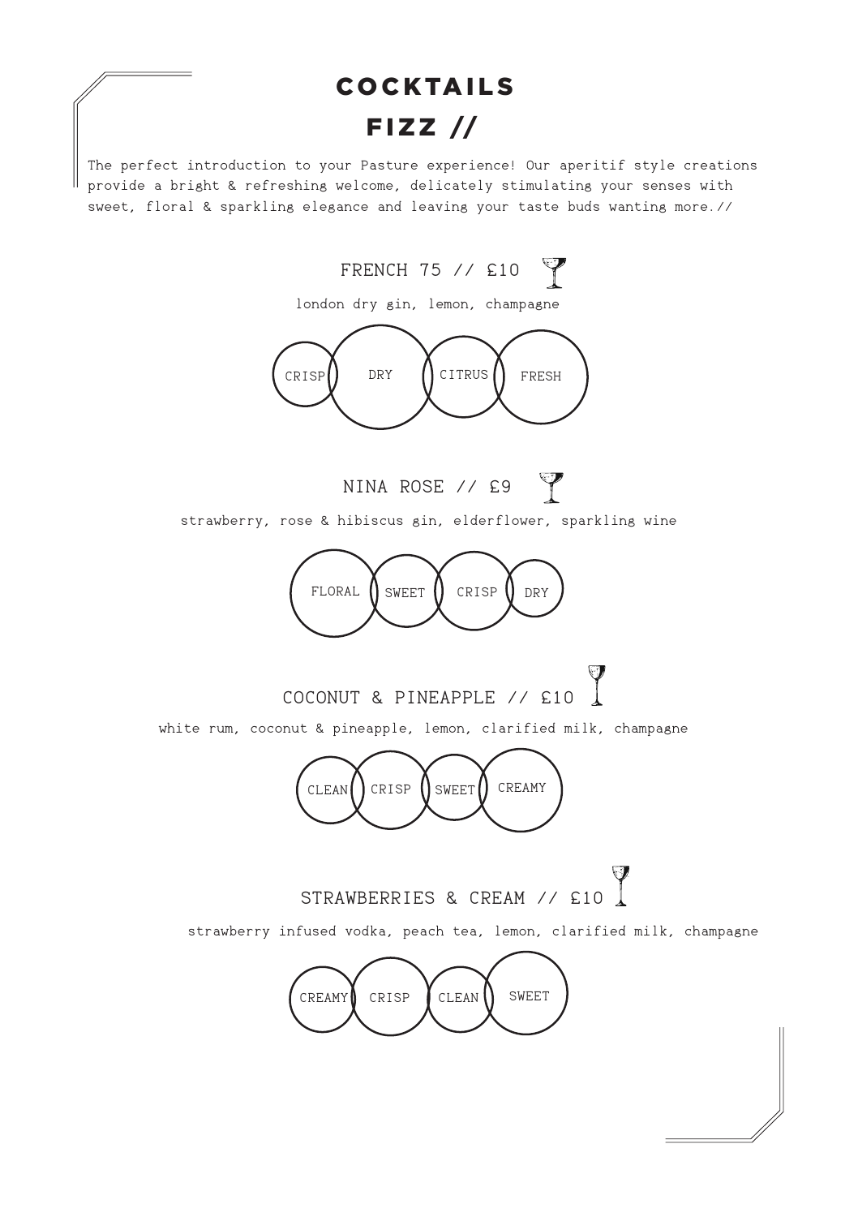# COCKTAILS

## FIZZ //

The perfect introduction to your Pasture experience! Our aperitif style creations provide a bright & refreshing welcome, delicately stimulating your senses with sweet, floral & sparkling elegance and leaving your taste buds wanting more.//

### FRENCH 75 // £10

london dry gin, lemon, champagne

CRISP DRY CITRUS FRESH

### NINA ROSE // £9

strawberry, rose & hibiscus gin, elderflower, sparkling wine

FLORAL SWEET CRISP DRY

### COCONUT & PINEAPPLE // £10

white rum, coconut & pineapple, lemon, clarified milk, champagne

CLEAN CRISP SWEET CREAMY

### STRAWBERRIES & CREAM // £10

strawberry infused vodka, peach tea, lemon, clarified milk, champagne

CREAMY CRISP CLEAN SWEET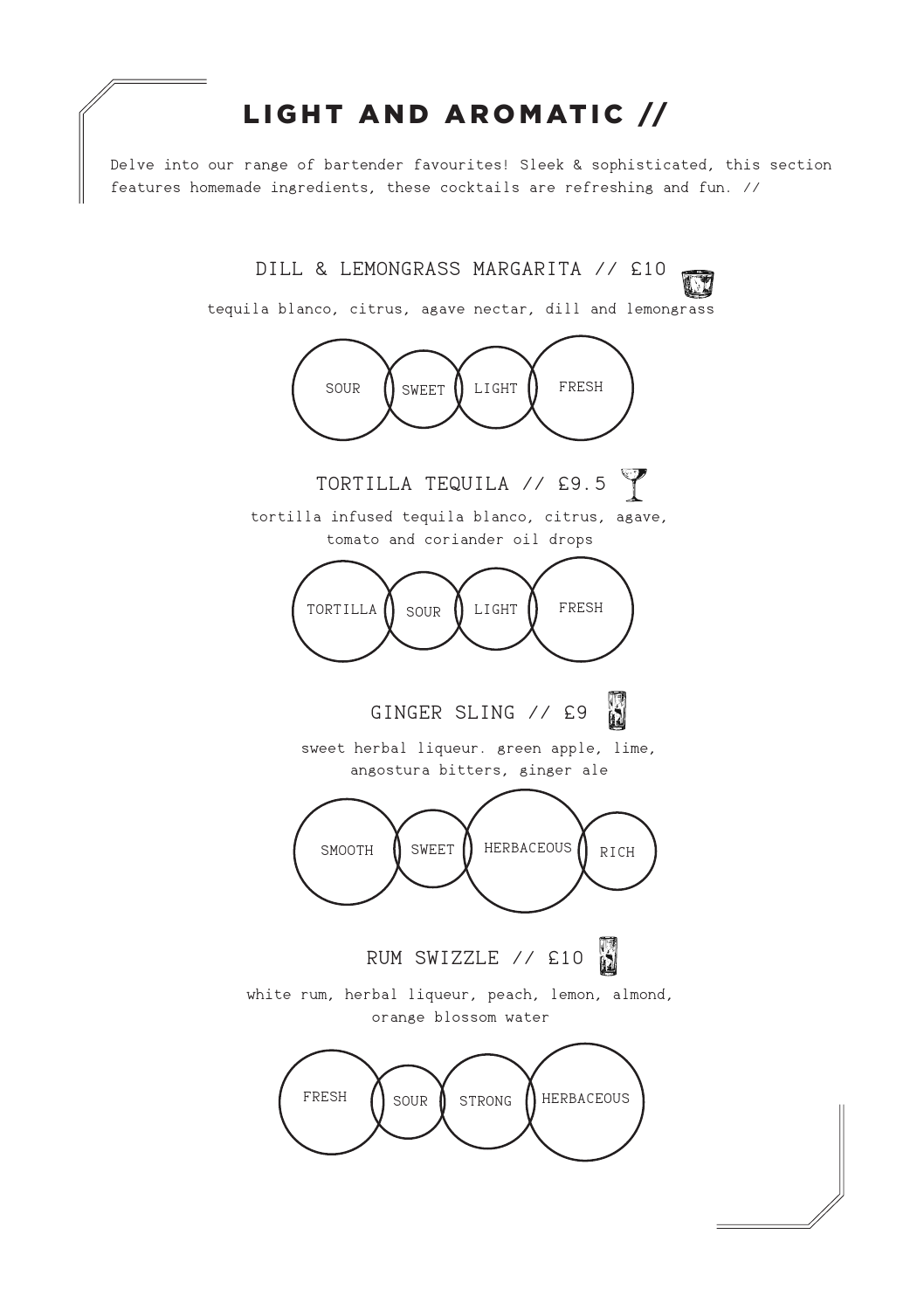# LIGHT AND AROMATIC //

Delve into our range of bartender favourites! Sleek & sophisticated, this section features homemade ingredients, these cocktails are refreshing and fun. //

## DILL & LEMONGRASS MARGARITA // £10

tequila blanco, citrus, agave nectar, dill and lemongrass

SOUR SWEET LIGHT FRESH

## TORTILLA TEQUILA // £9.5

tortilla infused tequila blanco, citrus, agave, tomato and coriander oil drops

TORTILLA SOUR LIGHT FRESH

## GINGER SLING // £9

sweet herbal liqueur. green apple, lime, angostura bitters, ginger ale

SMOOTH SWEET HERBACEOUS RICH

## RUM SWIZZLE // £10

white rum, herbal liqueur, peach, lemon, almond, orange blossom water

FRESH SOUR STRONG HERBACEOUS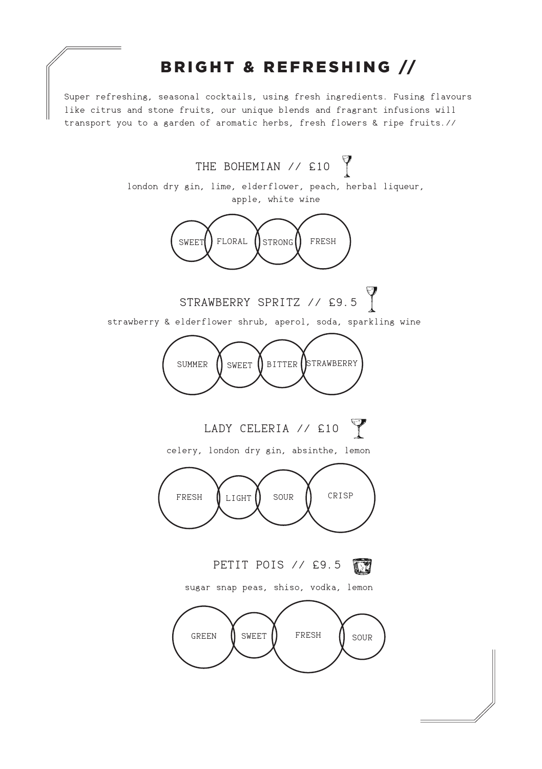# BRIGHT & REFRESHING //

Super refreshing, seasonal cocktails, using fresh ingredients. Fusing flavours like citrus and stone fruits, our unique blends and fragrant infusions will transport you to a garden of aromatic herbs, fresh flowers & ripe fruits.//

## THE BOHEMIAN // £10

london dry gin, lime, elderflower, peach, herbal liqueur, apple, white wine

SWEET FLORAL STRONG FRESH

## STRAWBERRY SPRITZ // £9.5

strawberry & elderflower shrub, aperol, soda, sparkling wine

SUMMER SWEET BITTER STRAWBERRY

## LADY CELERIA // £10

celery, london dry gin, absinthe, lemon

FRESH LIGHT SOUR CRISP

## PETIT POIS // £9.5

sugar snap peas, shiso, vodka, lemon

GREEN SWEET FRESH SOUR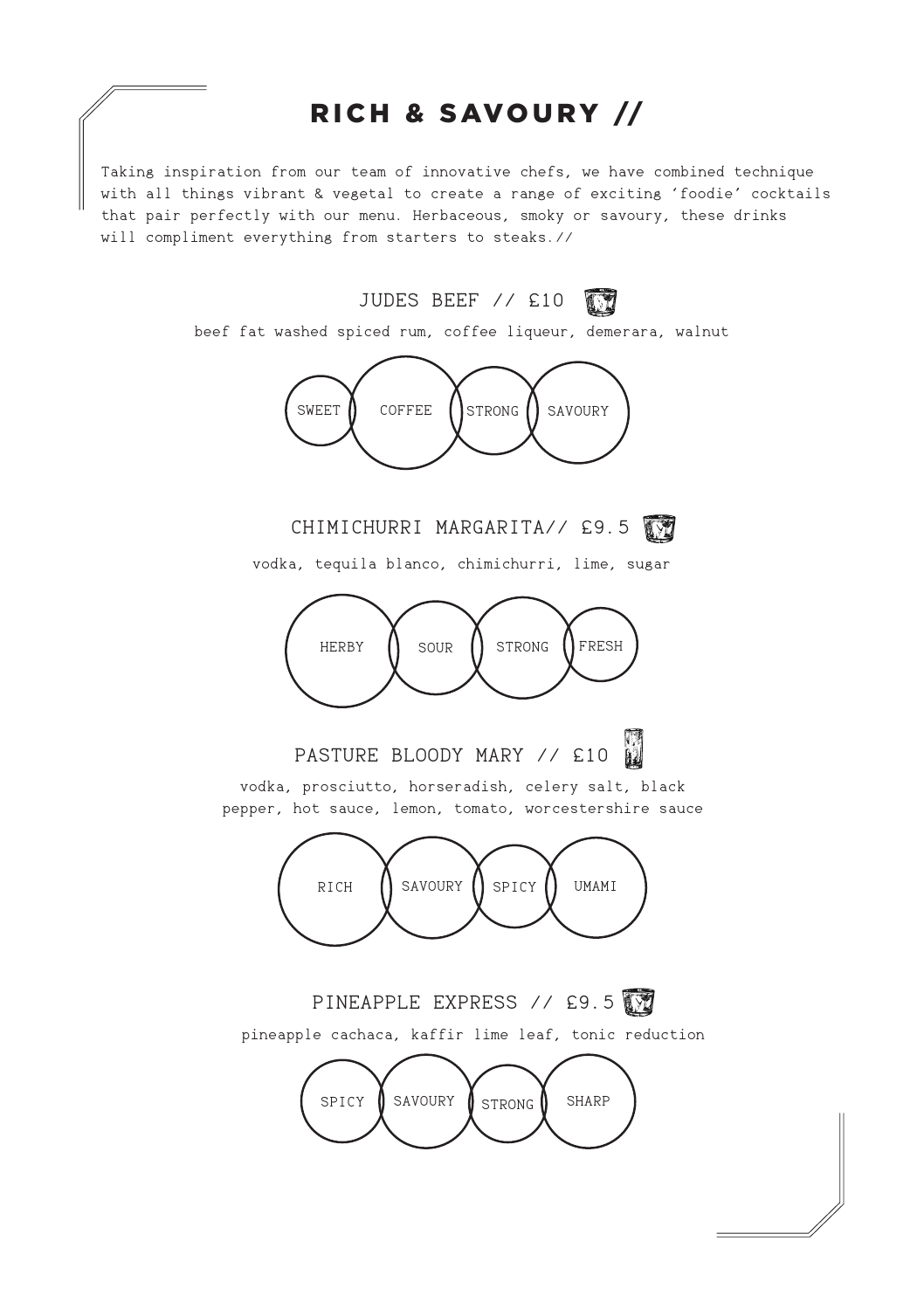# RICH & SAVOURY //

Taking inspiration from our team of innovative chefs, we have combined technique with all things vibrant & vegetal to create a range of exciting 'foodie' cocktails that pair perfectly with our menu. Herbaceous, smoky or savoury, these drinks will compliment everything from starters to steaks.//

## JUDES BEEF // £10

beef fat washed spiced rum, coffee liqueur, demerara, walnut

SWEET · COFFEE · STRONG · SAVOURY

## CHIMICHURRI MARGARITA// £9.5

vodka, tequila blanco, chimichurri, lime, sugar

HERBY · SOUR · STRONG · FRESH

## PASTURE BLOODY MARY // £10

vodka, prosciutto, horseradish, celery salt, black pepper, hot sauce, lemon, tomato, worcestershire sauce

RICH · SAVOURY · SPICY · UMAMI

## PINEAPPLE EXPRESS // £9.5

pineapple cachaca, kaffir lime leaf, tonic reduction

SPICY · SAVOURY · STRONG · SHARP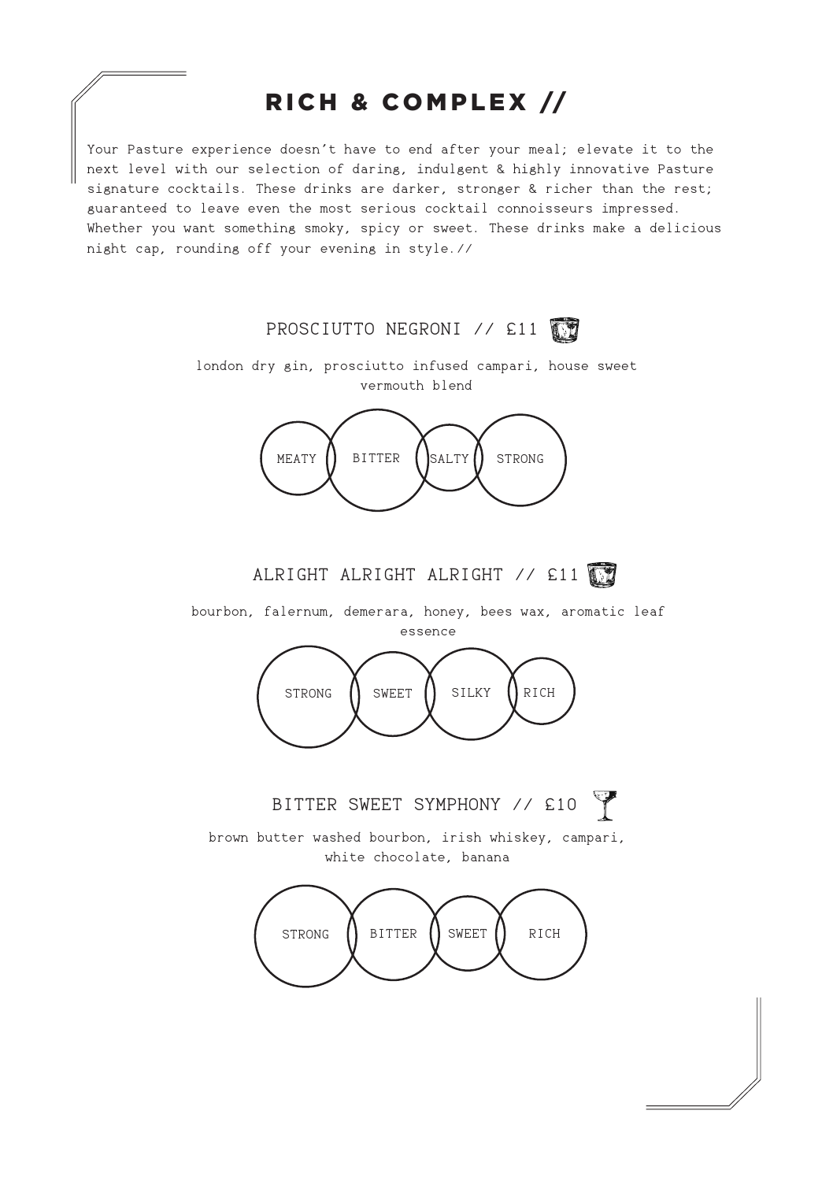# RICH & COMPLEX //

Your Pasture experience doesn't have to end after your meal; elevate it to the next level with our selection of daring, indulgent & highly innovative Pasture signature cocktails. These drinks are darker, stronger & richer than the rest; guaranteed to leave even the most serious cocktail connoisseurs impressed. Whether you want something smoky, spicy or sweet. These drinks make a delicious night cap, rounding off your evening in style.//

## PROSCIUTTO NEGRONI // £11

london dry gin, prosciutto infused campari, house sweet vermouth blend

MEATY · BITTER · SALTY · STRONG

## ALRIGHT ALRIGHT ALRIGHT // £11

bourbon, falernum, demerara, honey, bees wax, aromatic leaf essence

STRONG · SWEET · SILKY · RICH

## BITTER SWEET SYMPHONY // £10

brown butter washed bourbon, irish whiskey, campari, white chocolate, banana

STRONG · BITTER · SWEET · RICH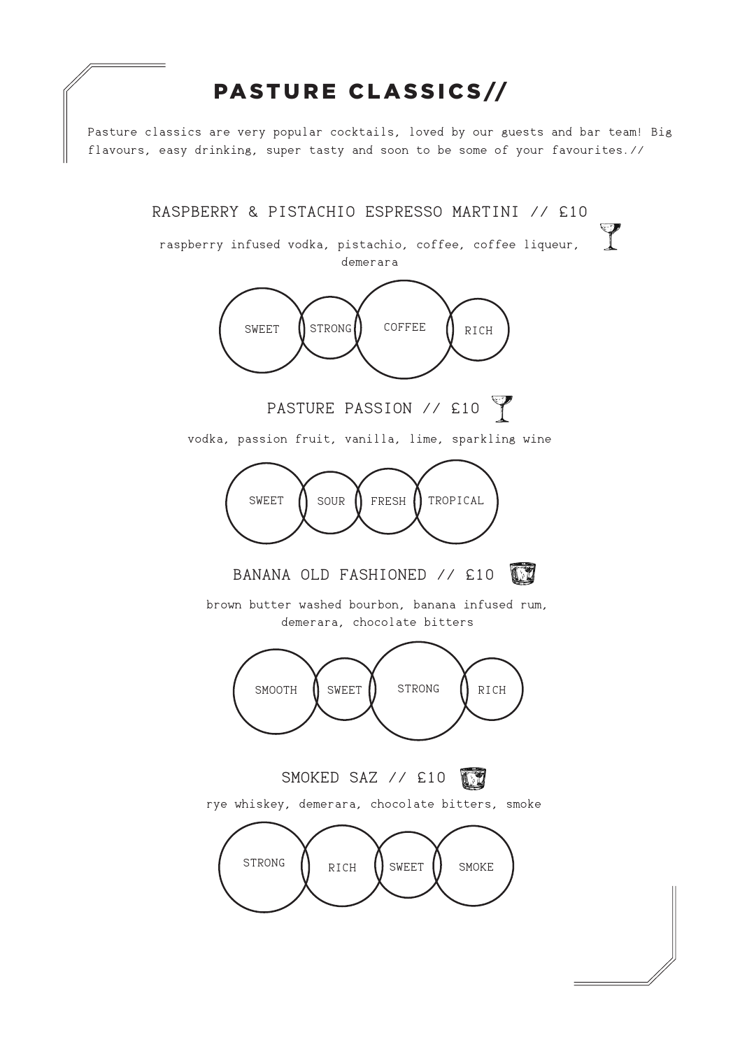# PASTURE CLASSICS//

Pasture classics are very popular cocktails, loved by our guests and bar team! Big flavours, easy drinking, super tasty and soon to be some of your favourites.//

## RASPBERRY & PISTACHIO ESPRESSO MARTINI // £10

raspberry infused vodka, pistachio, coffee, coffee liqueur, demerara

SWEET · STRONG · COFFEE · RICH

## PASTURE PASSION // £10

vodka, passion fruit, vanilla, lime, sparkling wine

SWEET · SOUR · FRESH · TROPICAL

## BANANA OLD FASHIONED // £10

brown butter washed bourbon, banana infused rum, demerara, chocolate bitters

SMOOTH · SWEET · STRONG · RICH

## SMOKED SAZ // £10

rye whiskey, demerara, chocolate bitters, smoke

STRONG · RICH · SWEET · SMOKE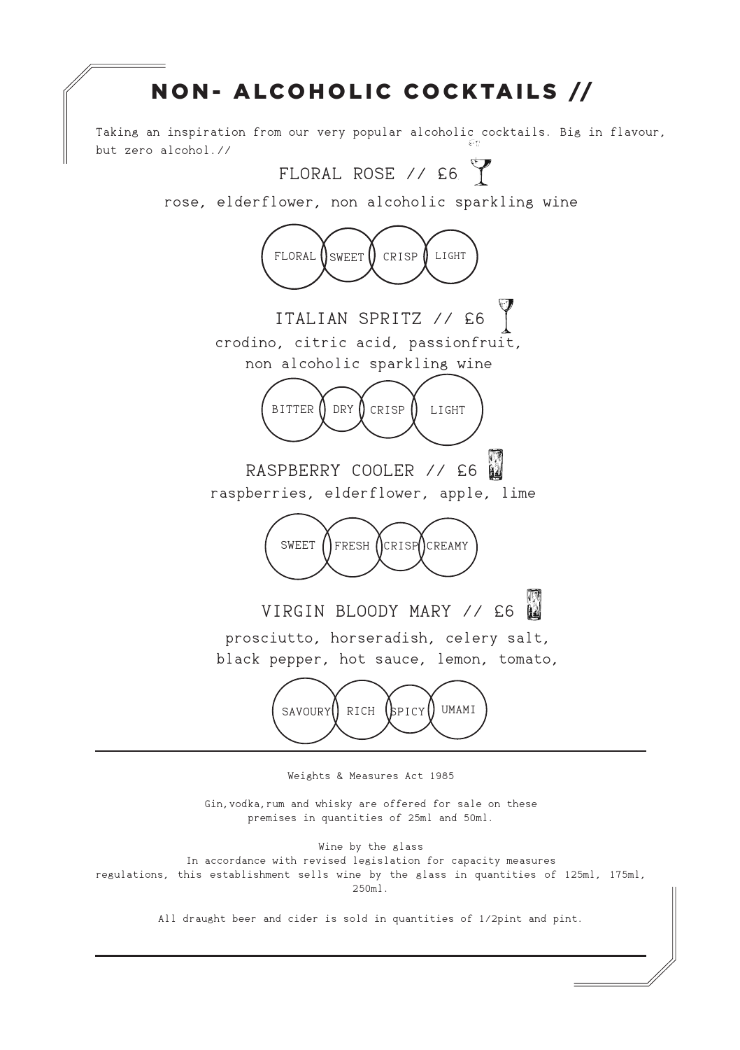# NON- ALCOHOLIC COCKTAILS //

Taking an inspiration from our very popular alcoholic cocktails. Big in flavour, but zero alcohol.//

## FLORAL ROSE // £6

rose, elderflower, non alcoholic sparkling wine

FLORAL SWEET CRISP LIGHT

## ITALIAN SPRITZ // £6

crodino, citric acid, passionfruit, non alcoholic sparkling wine

BITTER DRY CRISP LIGHT

## RASPBERRY COOLER // £6

raspberries, elderflower, apple, lime

SWEET FRESH CRISP CREAMY

## VIRGIN BLOODY MARY // £6

prosciutto, horseradish, celery salt, black pepper, hot sauce, lemon, tomato,

SAVOURY RICH SPICY UMAMI

---

Weights & Measures Act 1985

Gin,vodka,rum and whisky are offered for sale on these premises in quantities of 25ml and 50ml.

Wine by the glass
In accordance with revised legislation for capacity measures regulations, this establishment sells wine by the glass in quantities of 125ml, 175ml, 250ml.

All draught beer and cider is sold in quantities of 1/2pint and pint.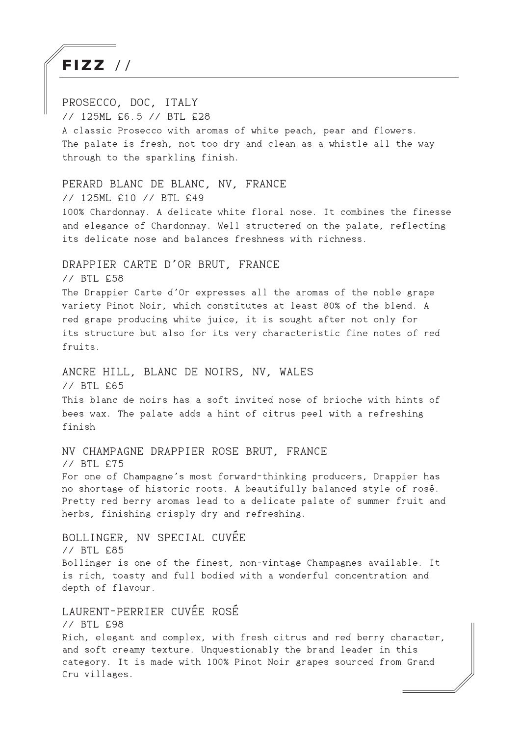# FIZZ //

### PROSECCO, DOC, ITALY

// 125ML £6.5 // BTL £28

A classic Prosecco with aromas of white peach, pear and flowers. The palate is fresh, not too dry and clean as a whistle all the way through to the sparkling finish.

### PERARD BLANC DE BLANC, NV, FRANCE

// 125ML £10 // BTL £49

100% Chardonnay. A delicate white floral nose. It combines the finesse and elegance of Chardonnay. Well structered on the palate, reflecting its delicate nose and balances freshness with richness.

### DRAPPIER CARTE D'OR BRUT, FRANCE

// BTL £58

The Drappier Carte d'Or expresses all the aromas of the noble grape variety Pinot Noir, which constitutes at least 80% of the blend. A red grape producing white juice, it is sought after not only for its structure but also for its very characteristic fine notes of red fruits.

### ANCRE HILL, BLANC DE NOIRS, NV, WALES

// BTL £65

This blanc de noirs has a soft invited nose of brioche with hints of bees wax. The palate adds a hint of citrus peel with a refreshing finish

### NV CHAMPAGNE DRAPPIER ROSE BRUT, FRANCE

// BTL £75

For one of Champagne's most forward-thinking producers, Drappier has no shortage of historic roots. A beautifully balanced style of rosé. Pretty red berry aromas lead to a delicate palate of summer fruit and herbs, finishing crisply dry and refreshing.

### BOLLINGER, NV SPECIAL CUVÉE

// BTL £85

Bollinger is one of the finest, non-vintage Champagnes available. It is rich, toasty and full bodied with a wonderful concentration and depth of flavour.

### LAURENT-PERRIER CUVÉE ROSÉ

// BTL £98

Rich, elegant and complex, with fresh citrus and red berry character, and soft creamy texture. Unquestionably the brand leader in this category. It is made with 100% Pinot Noir grapes sourced from Grand Cru villages.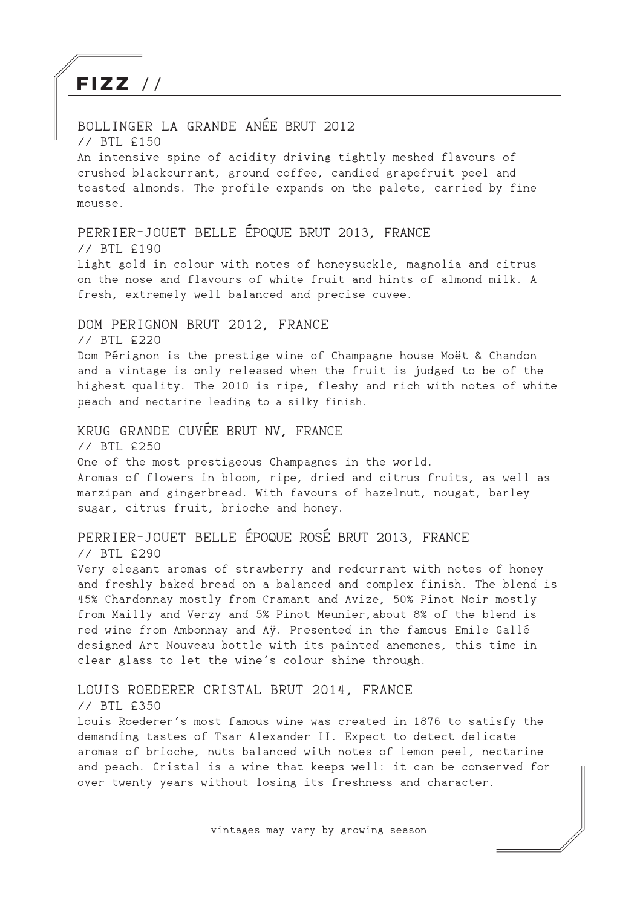# FIZZ //

## BOLLINGER LA GRANDE ANÉE BRUT 2012

// BTL £150

An intensive spine of acidity driving tightly meshed flavours of crushed blackcurrant, ground coffee, candied grapefruit peel and toasted almonds. The profile expands on the palete, carried by fine mousse.

## PERRIER-JOUET BELLE ÉPOQUE BRUT 2013, FRANCE

// BTL £190

Light gold in colour with notes of honeysuckle, magnolia and citrus on the nose and flavours of white fruit and hints of almond milk. A fresh, extremely well balanced and precise cuvee.

## DOM PERIGNON BRUT 2012, FRANCE

// BTL £220

Dom Pérignon is the prestige wine of Champagne house Moët & Chandon and a vintage is only released when the fruit is judged to be of the highest quality. The 2010 is ripe, fleshy and rich with notes of white peach and nectarine leading to a silky finish.

## KRUG GRANDE CUVÉE BRUT NV, FRANCE

// BTL £250

One of the most prestigeous Champagnes in the world.
Aromas of flowers in bloom, ripe, dried and citrus fruits, as well as marzipan and gingerbread. With favours of hazelnut, nougat, barley sugar, citrus fruit, brioche and honey.

## PERRIER-JOUET BELLE ÉPOQUE ROSÉ BRUT 2013, FRANCE

// BTL £290

Very elegant aromas of strawberry and redcurrant with notes of honey and freshly baked bread on a balanced and complex finish. The blend is 45% Chardonnay mostly from Cramant and Avize, 50% Pinot Noir mostly from Mailly and Verzy and 5% Pinot Meunier,about 8% of the blend is red wine from Ambonnay and Aÿ. Presented in the famous Emile Gallé designed Art Nouveau bottle with its painted anemones, this time in clear glass to let the wine's colour shine through.

## LOUIS ROEDERER CRISTAL BRUT 2014, FRANCE

// BTL £350

Louis Roederer's most famous wine was created in 1876 to satisfy the demanding tastes of Tsar Alexander II. Expect to detect delicate aromas of brioche, nuts balanced with notes of lemon peel, nectarine and peach. Cristal is a wine that keeps well: it can be conserved for over twenty years without losing its freshness and character.

vintages may vary by growing season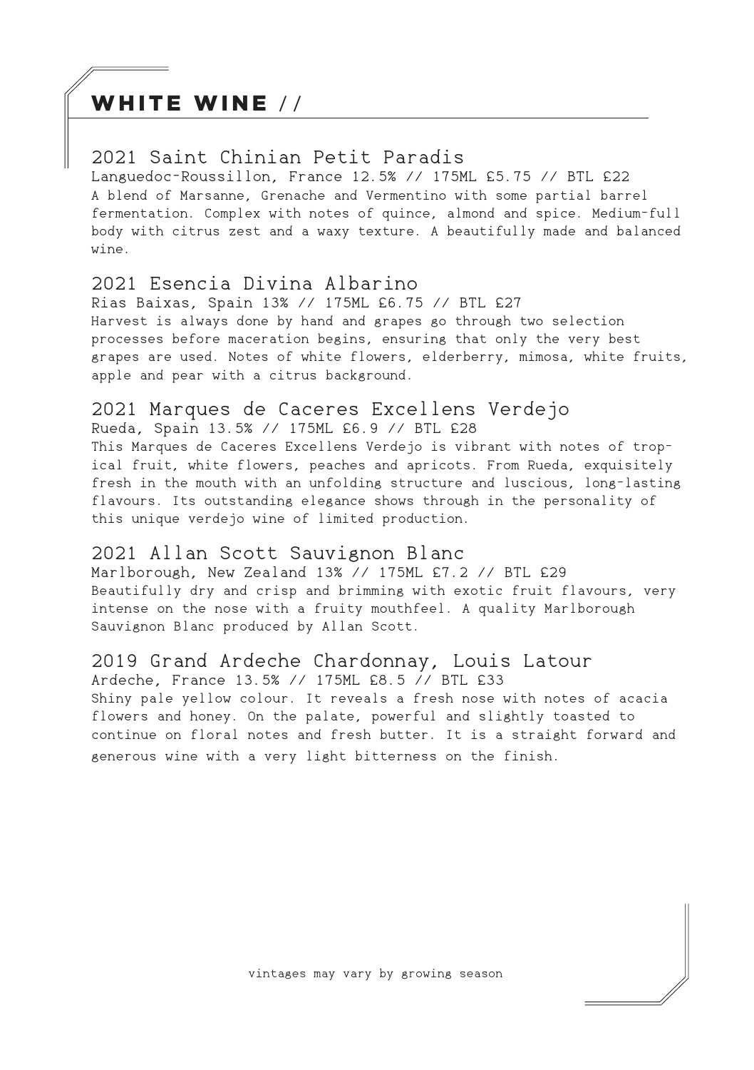# WHITE WINE //

## 2021 Saint Chinian Petit Paradis

Languedoc-Roussillon, France 12.5% // 175ML £5.75 // BTL £22

A blend of Marsanne, Grenache and Vermentino with some partial barrel fermentation. Complex with notes of quince, almond and spice. Medium-full body with citrus zest and a waxy texture. A beautifully made and balanced wine.

## 2021 Esencia Divina Albarino

Rias Baixas, Spain 13% // 175ML £6.75 // BTL £27

Harvest is always done by hand and grapes go through two selection processes before maceration begins, ensuring that only the very best grapes are used. Notes of white flowers, elderberry, mimosa, white fruits, apple and pear with a citrus background.

## 2021 Marques de Caceres Excellens Verdejo

Rueda, Spain 13.5% // 175ML £6.9 // BTL £28

This Marques de Caceres Excellens Verdejo is vibrant with notes of tropical fruit, white flowers, peaches and apricots. From Rueda, exquisitely fresh in the mouth with an unfolding structure and luscious, long-lasting flavours. Its outstanding elegance shows through in the personality of this unique verdejo wine of limited production.

## 2021 Allan Scott Sauvignon Blanc

Marlborough, New Zealand 13% // 175ML £7.2 // BTL £29

Beautifully dry and crisp and brimming with exotic fruit flavours, very intense on the nose with a fruity mouthfeel. A quality Marlborough Sauvignon Blanc produced by Allan Scott.

## 2019 Grand Ardeche Chardonnay, Louis Latour

Ardeche, France 13.5% // 175ML £8.5 // BTL £33

Shiny pale yellow colour. It reveals a fresh nose with notes of acacia flowers and honey. On the palate, powerful and slightly toasted to continue on floral notes and fresh butter. It is a straight forward and generous wine with a very light bitterness on the finish.

vintages may vary by growing season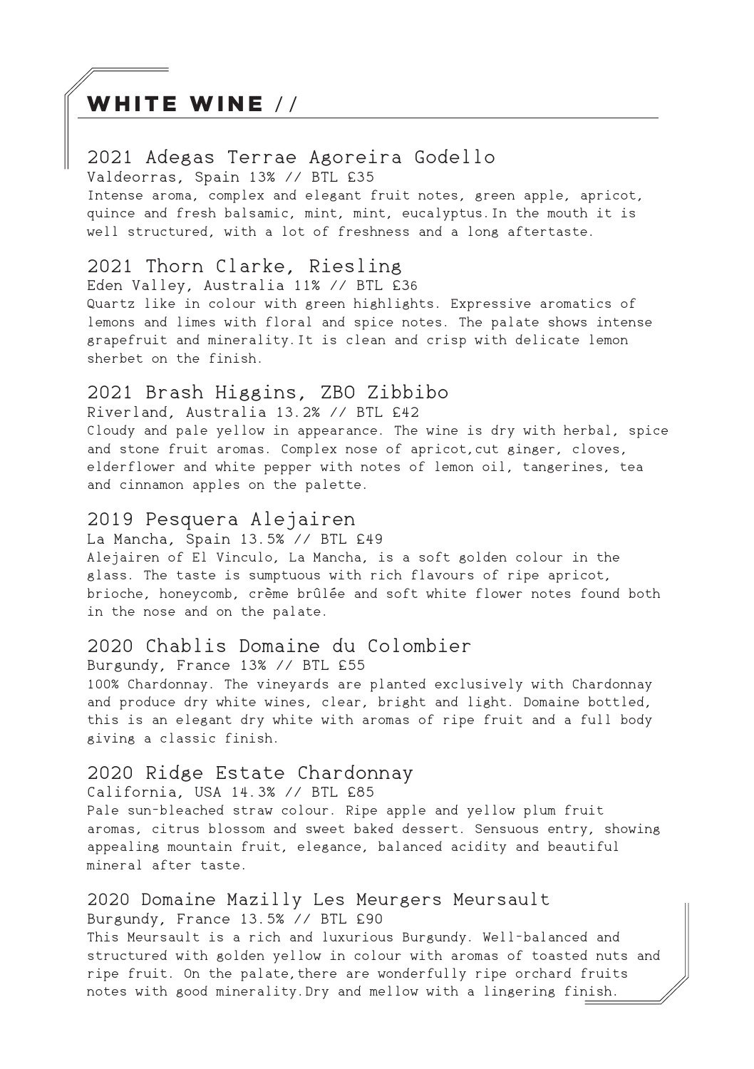# WHITE WINE //

## 2021 Adegas Terrae Agoreira Godello

Valdeorras, Spain 13% // BTL £35

Intense aroma, complex and elegant fruit notes, green apple, apricot, quince and fresh balsamic, mint, mint, eucalyptus.In the mouth it is well structured, with a lot of freshness and a long aftertaste.

## 2021 Thorn Clarke, Riesling

Eden Valley, Australia 11% // BTL £36

Quartz like in colour with green highlights. Expressive aromatics of lemons and limes with floral and spice notes. The palate shows intense grapefruit and minerality.It is clean and crisp with delicate lemon sherbet on the finish.

## 2021 Brash Higgins, ZBO Zibbibo

Riverland, Australia 13.2% // BTL £42

Cloudy and pale yellow in appearance. The wine is dry with herbal, spice and stone fruit aromas. Complex nose of apricot,cut ginger, cloves, elderflower and white pepper with notes of lemon oil, tangerines, tea and cinnamon apples on the palette.

## 2019 Pesquera Alejairen

La Mancha, Spain 13.5% // BTL £49

Alejairen of El Vinculo, La Mancha, is a soft golden colour in the glass. The taste is sumptuous with rich flavours of ripe apricot, brioche, honeycomb, crème brûlée and soft white flower notes found both in the nose and on the palate.

## 2020 Chablis Domaine du Colombier

Burgundy, France 13% // BTL £55

100% Chardonnay. The vineyards are planted exclusively with Chardonnay and produce dry white wines, clear, bright and light. Domaine bottled, this is an elegant dry white with aromas of ripe fruit and a full body giving a classic finish.

## 2020 Ridge Estate Chardonnay

California, USA 14.3% // BTL £85

Pale sun-bleached straw colour. Ripe apple and yellow plum fruit aromas, citrus blossom and sweet baked dessert. Sensuous entry, showing appealing mountain fruit, elegance, balanced acidity and beautiful mineral after taste.

## 2020 Domaine Mazilly Les Meurgers Meursault

Burgundy, France 13.5% // BTL £90

This Meursault is a rich and luxurious Burgundy. Well-balanced and structured with golden yellow in colour with aromas of toasted nuts and ripe fruit. On the palate,there are wonderfully ripe orchard fruits notes with good minerality.Dry and mellow with a lingering finish.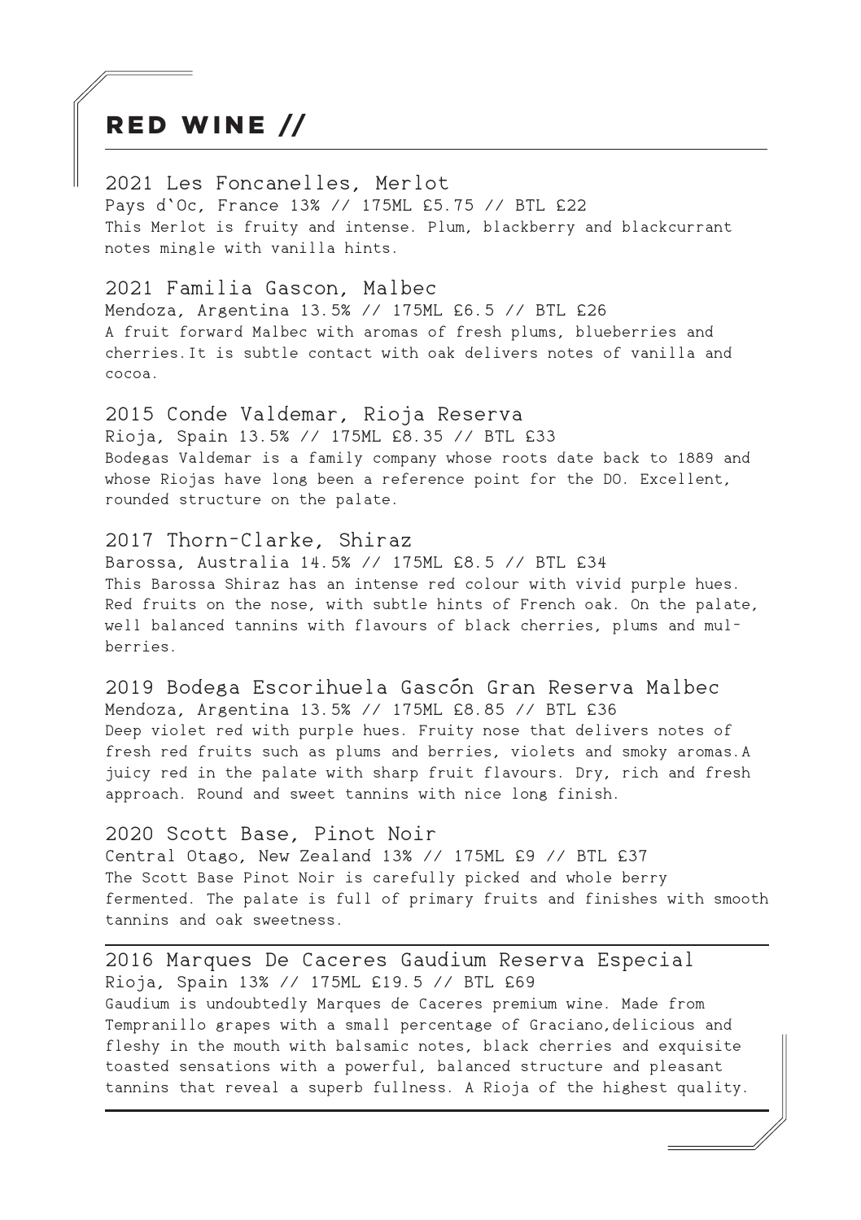# RED WINE //

### 2021 Les Foncanelles, Merlot

Pays d`Oc, France 13% // 175ML £5.75 // BTL £22

This Merlot is fruity and intense. Plum, blackberry and blackcurrant notes mingle with vanilla hints.

### 2021 Familia Gascon, Malbec

Mendoza, Argentina 13.5% // 175ML £6.5 // BTL £26

A fruit forward Malbec with aromas of fresh plums, blueberries and cherries.It is subtle contact with oak delivers notes of vanilla and cocoa.

### 2015 Conde Valdemar, Rioja Reserva

Rioja, Spain 13.5% // 175ML £8.35 // BTL £33

Bodegas Valdemar is a family company whose roots date back to 1889 and whose Riojas have long been a reference point for the DO. Excellent, rounded structure on the palate.

### 2017 Thorn-Clarke, Shiraz

Barossa, Australia 14.5% // 175ML £8.5 // BTL £34

This Barossa Shiraz has an intense red colour with vivid purple hues. Red fruits on the nose, with subtle hints of French oak. On the palate, well balanced tannins with flavours of black cherries, plums and mulberries.

### 2019 Bodega Escorihuela Gascón Gran Reserva Malbec

Mendoza, Argentina 13.5% // 175ML £8.85 // BTL £36

Deep violet red with purple hues. Fruity nose that delivers notes of fresh red fruits such as plums and berries, violets and smoky aromas.A juicy red in the palate with sharp fruit flavours. Dry, rich and fresh approach. Round and sweet tannins with nice long finish.

### 2020 Scott Base, Pinot Noir

Central Otago, New Zealand 13% // 175ML £9 // BTL £37

The Scott Base Pinot Noir is carefully picked and whole berry fermented. The palate is full of primary fruits and finishes with smooth tannins and oak sweetness.

---

### 2016 Marques De Caceres Gaudium Reserva Especial

Rioja, Spain 13% // 175ML £19.5 // BTL £69

Gaudium is undoubtedly Marques de Caceres premium wine. Made from Tempranillo grapes with a small percentage of Graciano,delicious and fleshy in the mouth with balsamic notes, black cherries and exquisite toasted sensations with a powerful, balanced structure and pleasant tannins that reveal a superb fullness. A Rioja of the highest quality.

---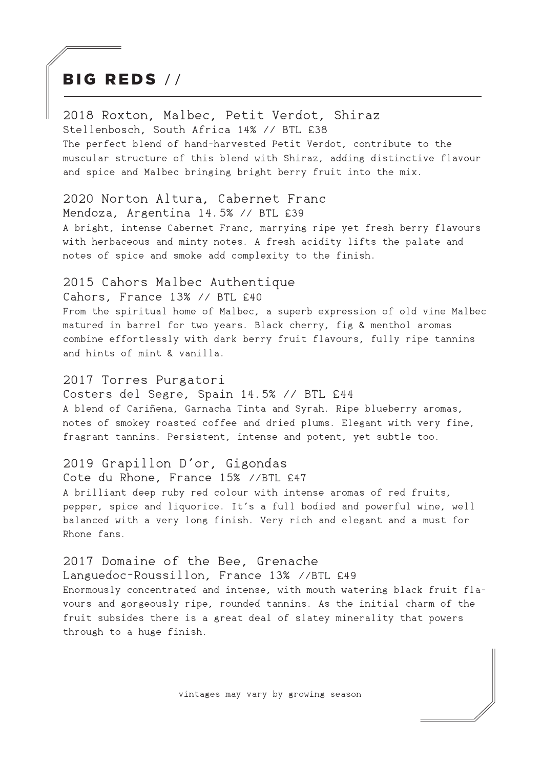# BIG REDS //

### 2018 Roxton, Malbec, Petit Verdot, Shiraz

Stellenbosch, South Africa 14% // BTL £38

The perfect blend of hand-harvested Petit Verdot, contribute to the muscular structure of this blend with Shiraz, adding distinctive flavour and spice and Malbec bringing bright berry fruit into the mix.

### 2020 Norton Altura, Cabernet Franc

Mendoza, Argentina 14.5% // BTL £39

A bright, intense Cabernet Franc, marrying ripe yet fresh berry flavours with herbaceous and minty notes. A fresh acidity lifts the palate and notes of spice and smoke add complexity to the finish.

### 2015 Cahors Malbec Authentique

Cahors, France 13% // BTL £40

From the spiritual home of Malbec, a superb expression of old vine Malbec matured in barrel for two years. Black cherry, fig & menthol aromas combine effortlessly with dark berry fruit flavours, fully ripe tannins and hints of mint & vanilla.

### 2017 Torres Purgatori

Costers del Segre, Spain 14.5% // BTL £44

A blend of Cariñena, Garnacha Tinta and Syrah. Ripe blueberry aromas, notes of smokey roasted coffee and dried plums. Elegant with very fine, fragrant tannins. Persistent, intense and potent, yet subtle too.

### 2019 Grapillon D'or, Gigondas

Cote du Rhone, France 15% //BTL £47

A brilliant deep ruby red colour with intense aromas of red fruits, pepper, spice and liquorice. It's a full bodied and powerful wine, well balanced with a very long finish. Very rich and elegant and a must for Rhone fans.

### 2017 Domaine of the Bee, Grenache

Languedoc-Roussillon, France 13% //BTL £49

Enormously concentrated and intense, with mouth watering black fruit flavours and gorgeously ripe, rounded tannins. As the initial charm of the fruit subsides there is a great deal of slatey minerality that powers through to a huge finish.

vintages may vary by growing season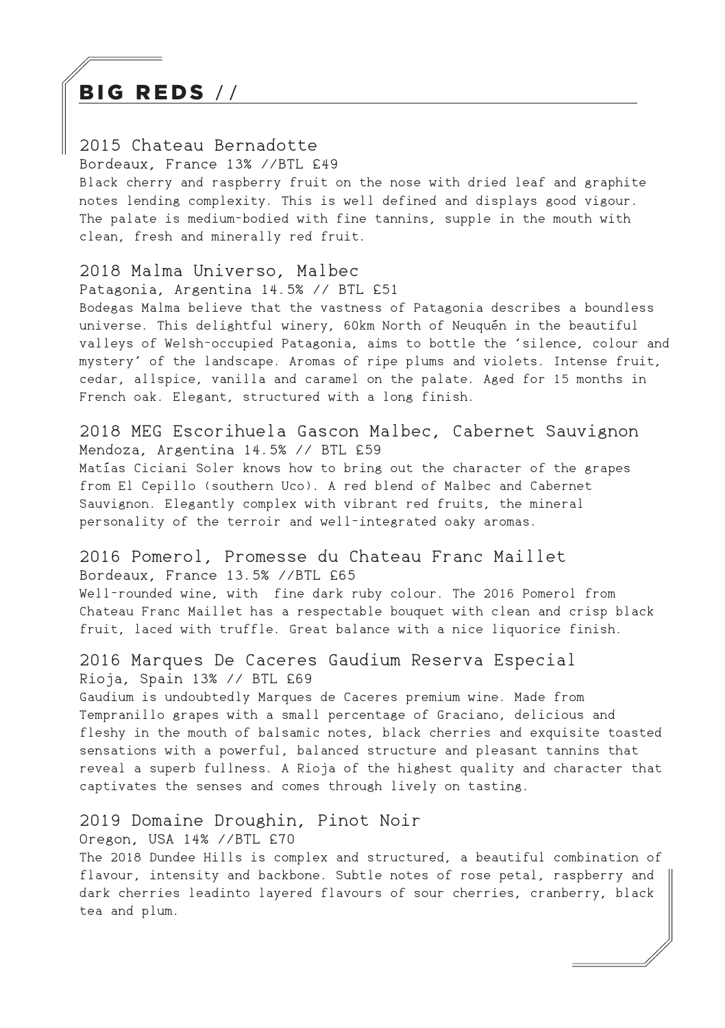# BIG REDS //

### 2015 Chateau Bernadotte

Bordeaux, France 13% //BTL £49

Black cherry and raspberry fruit on the nose with dried leaf and graphite notes lending complexity. This is well defined and displays good vigour. The palate is medium-bodied with fine tannins, supple in the mouth with clean, fresh and minerally red fruit.

### 2018 Malma Universo, Malbec

Patagonia, Argentina 14.5% // BTL £51

Bodegas Malma believe that the vastness of Patagonia describes a boundless universe. This delightful winery, 60km North of Neuquén in the beautiful valleys of Welsh-occupied Patagonia, aims to bottle the 'silence, colour and mystery' of the landscape. Aromas of ripe plums and violets. Intense fruit, cedar, allspice, vanilla and caramel on the palate. Aged for 15 months in French oak. Elegant, structured with a long finish.

### 2018 MEG Escorihuela Gascon Malbec, Cabernet Sauvignon

Mendoza, Argentina 14.5% // BTL £59

Matías Ciciani Soler knows how to bring out the character of the grapes from El Cepillo (southern Uco). A red blend of Malbec and Cabernet Sauvignon. Elegantly complex with vibrant red fruits, the mineral personality of the terroir and well-integrated oaky aromas.

### 2016 Pomerol, Promesse du Chateau Franc Maillet

Bordeaux, France 13.5% //BTL £65

Well-rounded wine, with  fine dark ruby colour. The 2016 Pomerol from Chateau Franc Maillet has a respectable bouquet with clean and crisp black fruit, laced with truffle. Great balance with a nice liquorice finish.

### 2016 Marques De Caceres Gaudium Reserva Especial

Rioja, Spain 13% // BTL £69

Gaudium is undoubtedly Marques de Caceres premium wine. Made from Tempranillo grapes with a small percentage of Graciano, delicious and fleshy in the mouth of balsamic notes, black cherries and exquisite toasted sensations with a powerful, balanced structure and pleasant tannins that reveal a superb fullness. A Rioja of the highest quality and character that captivates the senses and comes through lively on tasting.

### 2019 Domaine Droughin, Pinot Noir

Oregon, USA 14% //BTL £70

The 2018 Dundee Hills is complex and structured, a beautiful combination of flavour, intensity and backbone. Subtle notes of rose petal, raspberry and dark cherries leadinto layered flavours of sour cherries, cranberry, black tea and plum.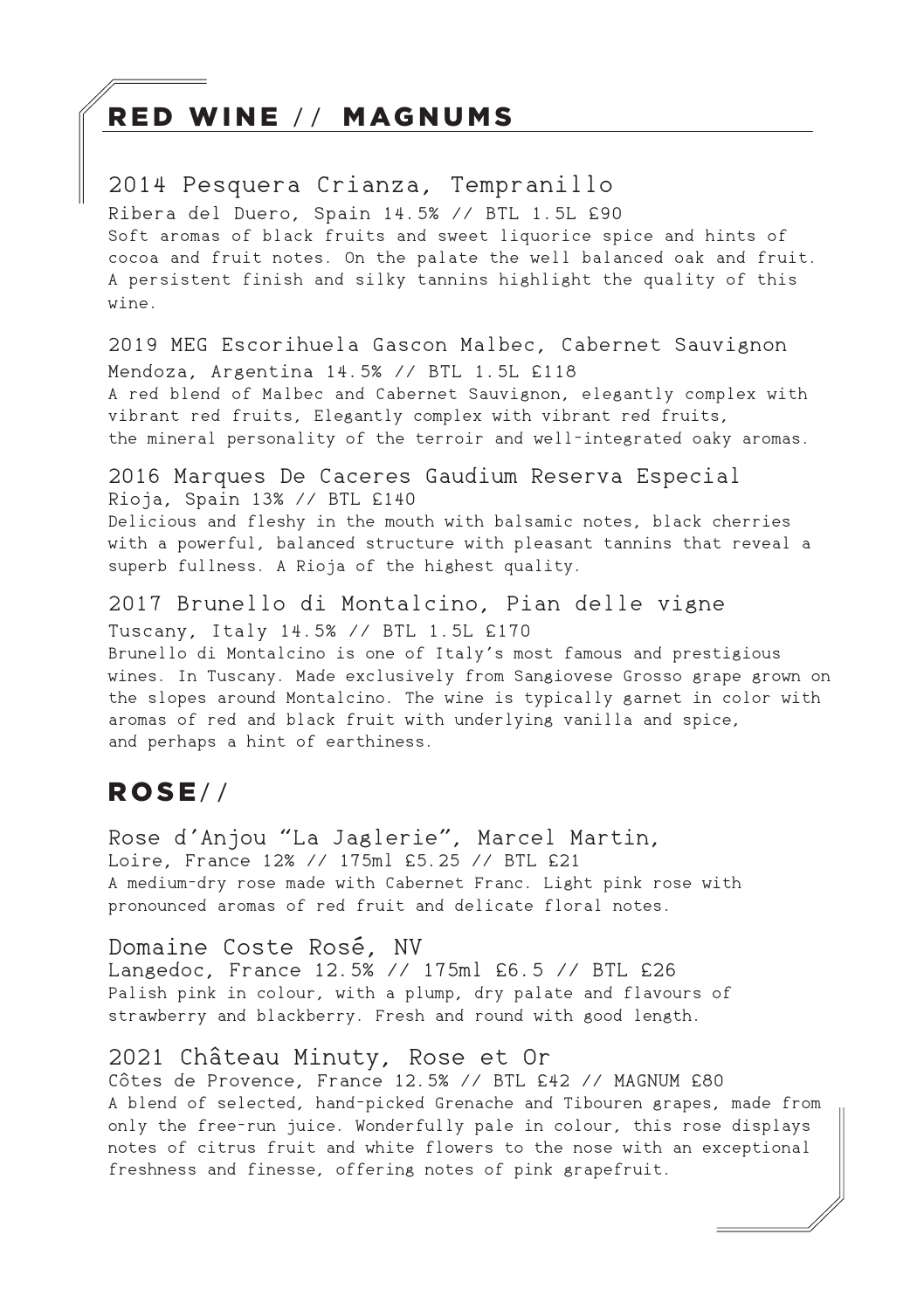# RED WINE // MAGNUMS

## 2014 Pesquera Crianza, Tempranillo

Ribera del Duero, Spain 14.5% // BTL 1.5L £90

Soft aromas of black fruits and sweet liquorice spice and hints of cocoa and fruit notes. On the palate the well balanced oak and fruit. A persistent finish and silky tannins highlight the quality of this wine.

## 2019 MEG Escorihuela Gascon Malbec, Cabernet Sauvignon

Mendoza, Argentina 14.5% // BTL 1.5L £118

A red blend of Malbec and Cabernet Sauvignon, elegantly complex with vibrant red fruits, Elegantly complex with vibrant red fruits, the mineral personality of the terroir and well-integrated oaky aromas.

## 2016 Marques De Caceres Gaudium Reserva Especial

Rioja, Spain 13% // BTL £140

Delicious and fleshy in the mouth with balsamic notes, black cherries with a powerful, balanced structure with pleasant tannins that reveal a superb fullness. A Rioja of the highest quality.

## 2017 Brunello di Montalcino, Pian delle vigne

Tuscany, Italy 14.5% // BTL 1.5L £170

Brunello di Montalcino is one of Italy's most famous and prestigious wines. In Tuscany. Made exclusively from Sangiovese Grosso grape grown on the slopes around Montalcino. The wine is typically garnet in color with aromas of red and black fruit with underlying vanilla and spice, and perhaps a hint of earthiness.

# ROSE//

## Rose d'Anjou "La Jaglerie", Marcel Martin,

Loire, France 12% // 175ml £5.25 // BTL £21

A medium-dry rose made with Cabernet Franc. Light pink rose with pronounced aromas of red fruit and delicate floral notes.

## Domaine Coste Rosé, NV

Langedoc, France 12.5% // 175ml £6.5 // BTL £26

Palish pink in colour, with a plump, dry palate and flavours of strawberry and blackberry. Fresh and round with good length.

## 2021 Château Minuty, Rose et Or

Côtes de Provence, France 12.5% // BTL £42 // MAGNUM £80

A blend of selected, hand-picked Grenache and Tibouren grapes, made from only the free-run juice. Wonderfully pale in colour, this rose displays notes of citrus fruit and white flowers to the nose with an exceptional freshness and finesse, offering notes of pink grapefruit.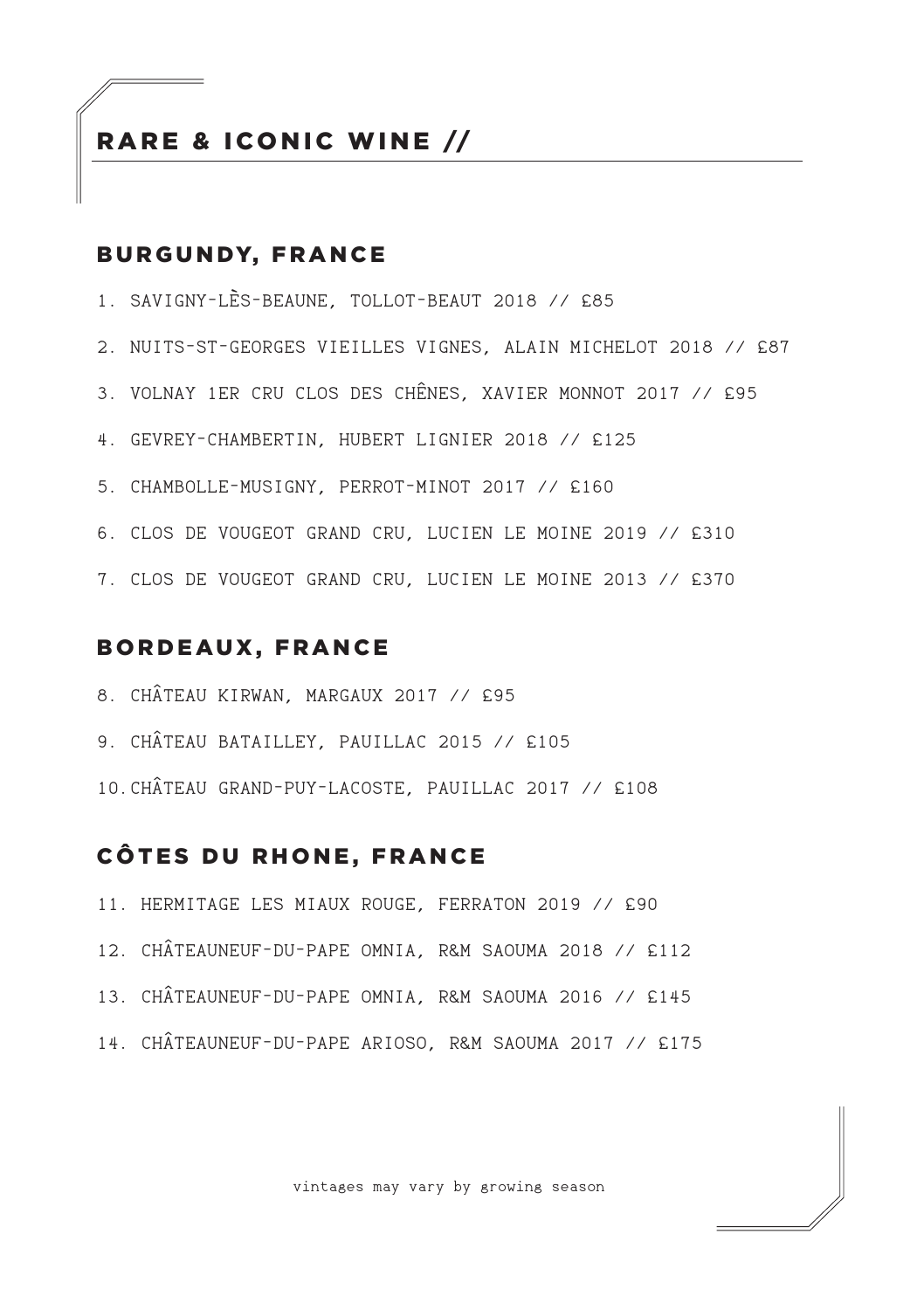# RARE & ICONIC WINE //

## BURGUNDY, FRANCE

1. SAVIGNY-LÈS-BEAUNE, TOLLOT-BEAUT 2018 // £85
2. NUITS-ST-GEORGES VIEILLES VIGNES, ALAIN MICHELOT 2018 // £87
3. VOLNAY 1ER CRU CLOS DES CHÊNES, XAVIER MONNOT 2017 // £95
4. GEVREY-CHAMBERTIN, HUBERT LIGNIER 2018 // £125
5. CHAMBOLLE-MUSIGNY, PERROT-MINOT 2017 // £160
6. CLOS DE VOUGEOT GRAND CRU, LUCIEN LE MOINE 2019 // £310
7. CLOS DE VOUGEOT GRAND CRU, LUCIEN LE MOINE 2013 // £370

## BORDEAUX, FRANCE

8. CHÂTEAU KIRWAN, MARGAUX 2017 // £95
9. CHÂTEAU BATAILLEY, PAUILLAC 2015 // £105
10. CHÂTEAU GRAND-PUY-LACOSTE, PAUILLAC 2017 // £108

## CÔTES DU RHONE, FRANCE

11. HERMITAGE LES MIAUX ROUGE, FERRATON 2019 // £90
12. CHÂTEAUNEUF-DU-PAPE OMNIA, R&M SAOUMA 2018 // £112
13. CHÂTEAUNEUF-DU-PAPE OMNIA, R&M SAOUMA 2016 // £145
14. CHÂTEAUNEUF-DU-PAPE ARIOSO, R&M SAOUMA 2017 // £175

vintages may vary by growing season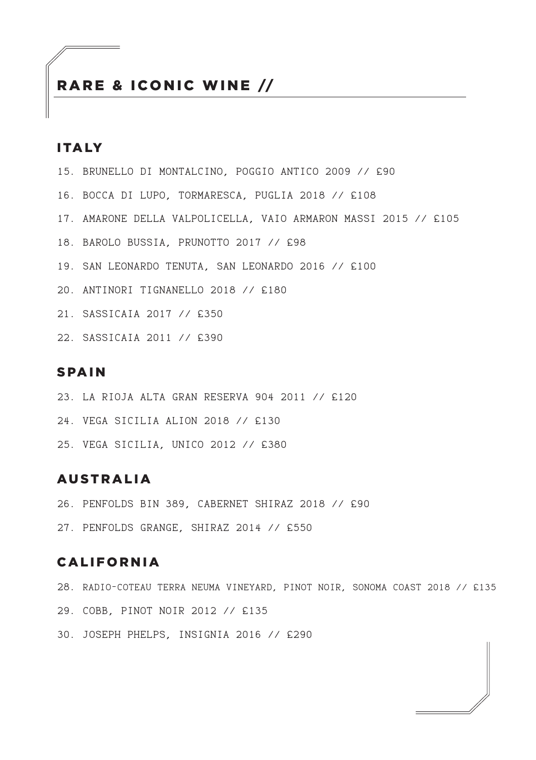# RARE & ICONIC WINE //

## ITALY

15. BRUNELLO DI MONTALCINO, POGGIO ANTICO 2009 // £90
16. BOCCA DI LUPO, TORMARESCA, PUGLIA 2018 // £108
17. AMARONE DELLA VALPOLICELLA, VAIO ARMARON MASSI 2015 // £105
18. BAROLO BUSSIA, PRUNOTTO 2017 // £98
19. SAN LEONARDO TENUTA, SAN LEONARDO 2016 // £100
20. ANTINORI TIGNANELLO 2018 // £180
21. SASSICAIA 2017 // £350
22. SASSICAIA 2011 // £390

## SPAIN

23. LA RIOJA ALTA GRAN RESERVA 904 2011 // £120
24. VEGA SICILIA ALION 2018 // £130
25. VEGA SICILIA, UNICO 2012 // £380

## AUSTRALIA

26. PENFOLDS BIN 389, CABERNET SHIRAZ 2018 // £90
27. PENFOLDS GRANGE, SHIRAZ 2014 // £550

## CALIFORNIA

28. RADIO-COTEAU TERRA NEUMA VINEYARD, PINOT NOIR, SONOMA COAST 2018 // £135
29. COBB, PINOT NOIR 2012 // £135
30. JOSEPH PHELPS, INSIGNIA 2016 // £290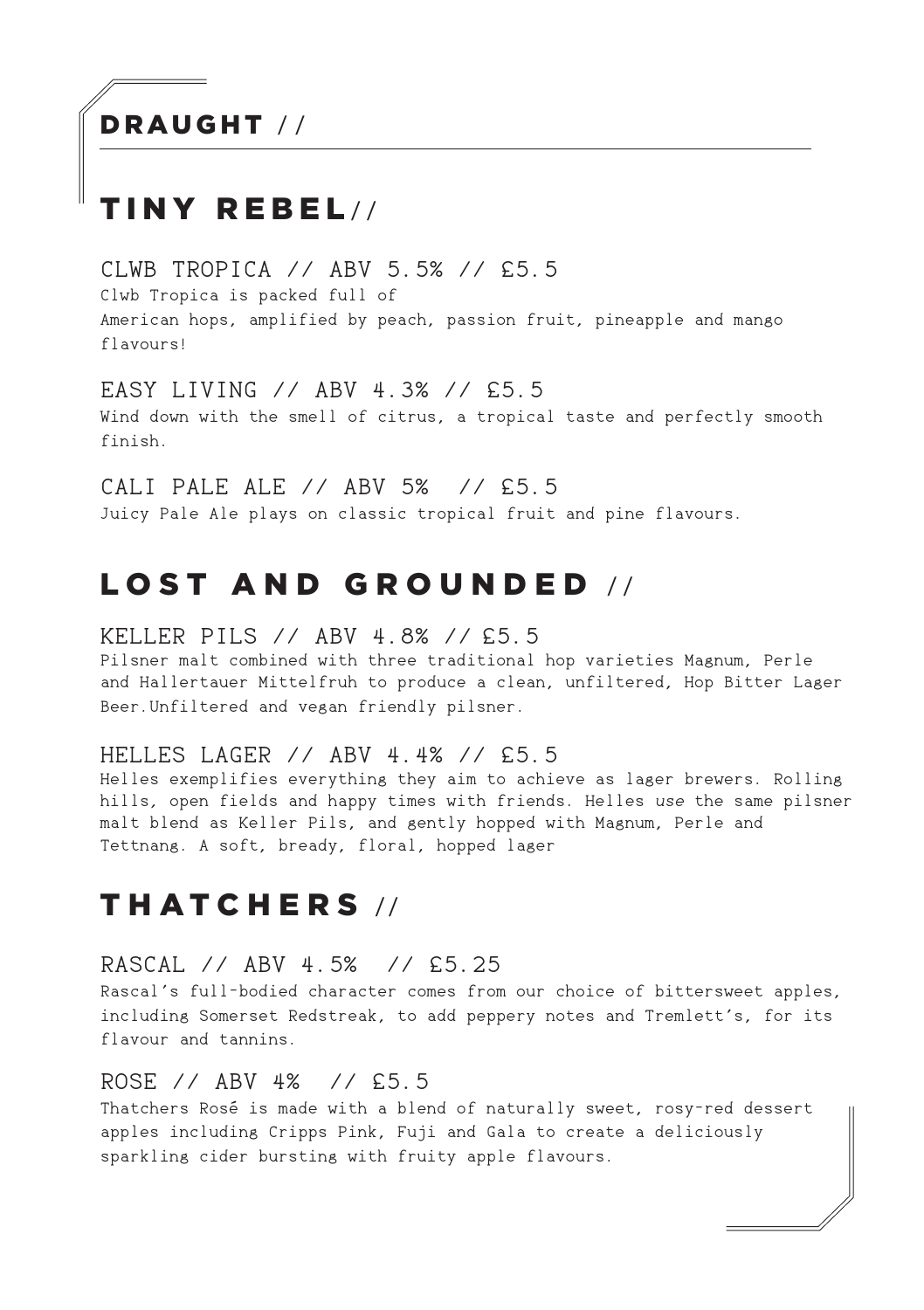# DRAUGHT //

## TINY REBEL//

### CLWB TROPICA // ABV 5.5% // £5.5

Clwb Tropica is packed full of
American hops, amplified by peach, passion fruit, pineapple and mango flavours!

### EASY LIVING // ABV 4.3% // £5.5

Wind down with the smell of citrus, a tropical taste and perfectly smooth finish.

### CALI PALE ALE // ABV 5% // £5.5

Juicy Pale Ale plays on classic tropical fruit and pine flavours.

## LOST AND GROUNDED //

### KELLER PILS // ABV 4.8% // £5.5

Pilsner malt combined with three traditional hop varieties Magnum, Perle and Hallertauer Mittelfruh to produce a clean, unfiltered, Hop Bitter Lager Beer.Unfiltered and vegan friendly pilsner.

### HELLES LAGER // ABV 4.4% // £5.5

Helles exemplifies everything they aim to achieve as lager brewers. Rolling hills, open fields and happy times with friends. Helles use the same pilsner malt blend as Keller Pils, and gently hopped with Magnum, Perle and Tettnang. A soft, bready, floral, hopped lager

## THATCHERS //

### RASCAL // ABV 4.5% // £5.25

Rascal's full-bodied character comes from our choice of bittersweet apples, including Somerset Redstreak, to add peppery notes and Tremlett's, for its flavour and tannins.

### ROSE // ABV 4% // £5.5

Thatchers Rosé is made with a blend of naturally sweet, rosy-red dessert apples including Cripps Pink, Fuji and Gala to create a deliciously sparkling cider bursting with fruity apple flavours.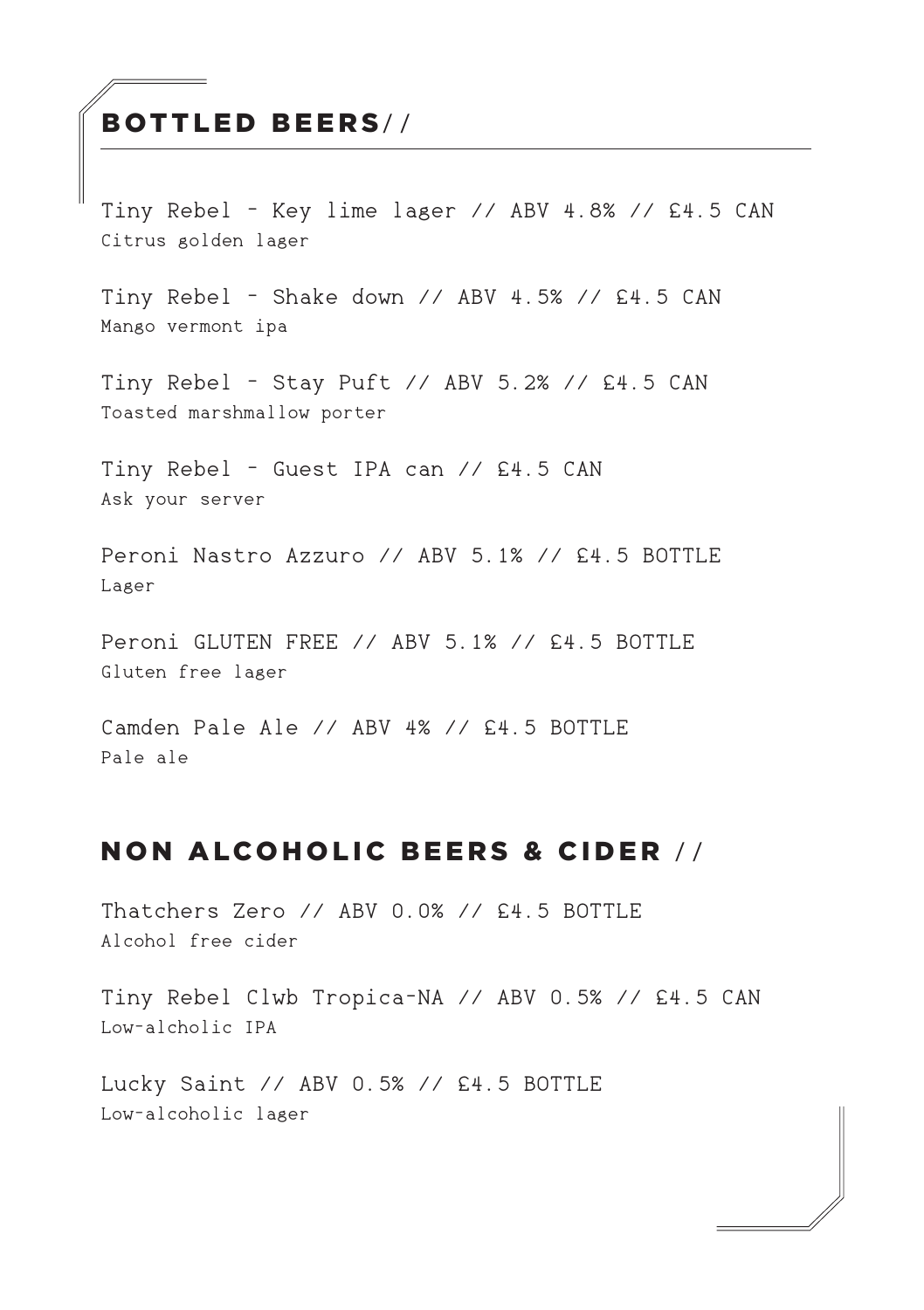## BOTTLED BEERS//

Tiny Rebel – Key lime lager // ABV 4.8% // £4.5 CAN
Citrus golden lager

Tiny Rebel – Shake down // ABV 4.5% // £4.5 CAN
Mango vermont ipa

Tiny Rebel – Stay Puft // ABV 5.2% // £4.5 CAN
Toasted marshmallow porter

Tiny Rebel – Guest IPA can // £4.5 CAN
Ask your server

Peroni Nastro Azzuro // ABV 5.1% // £4.5 BOTTLE
Lager

Peroni GLUTEN FREE // ABV 5.1% // £4.5 BOTTLE
Gluten free lager

Camden Pale Ale // ABV 4% // £4.5 BOTTLE
Pale ale

## NON ALCOHOLIC BEERS & CIDER //

Thatchers Zero // ABV 0.0% // £4.5 BOTTLE
Alcohol free cider

Tiny Rebel Clwb Tropica-NA // ABV 0.5% // £4.5 CAN
Low-alcholic IPA

Lucky Saint // ABV 0.5% // £4.5 BOTTLE
Low-alcoholic lager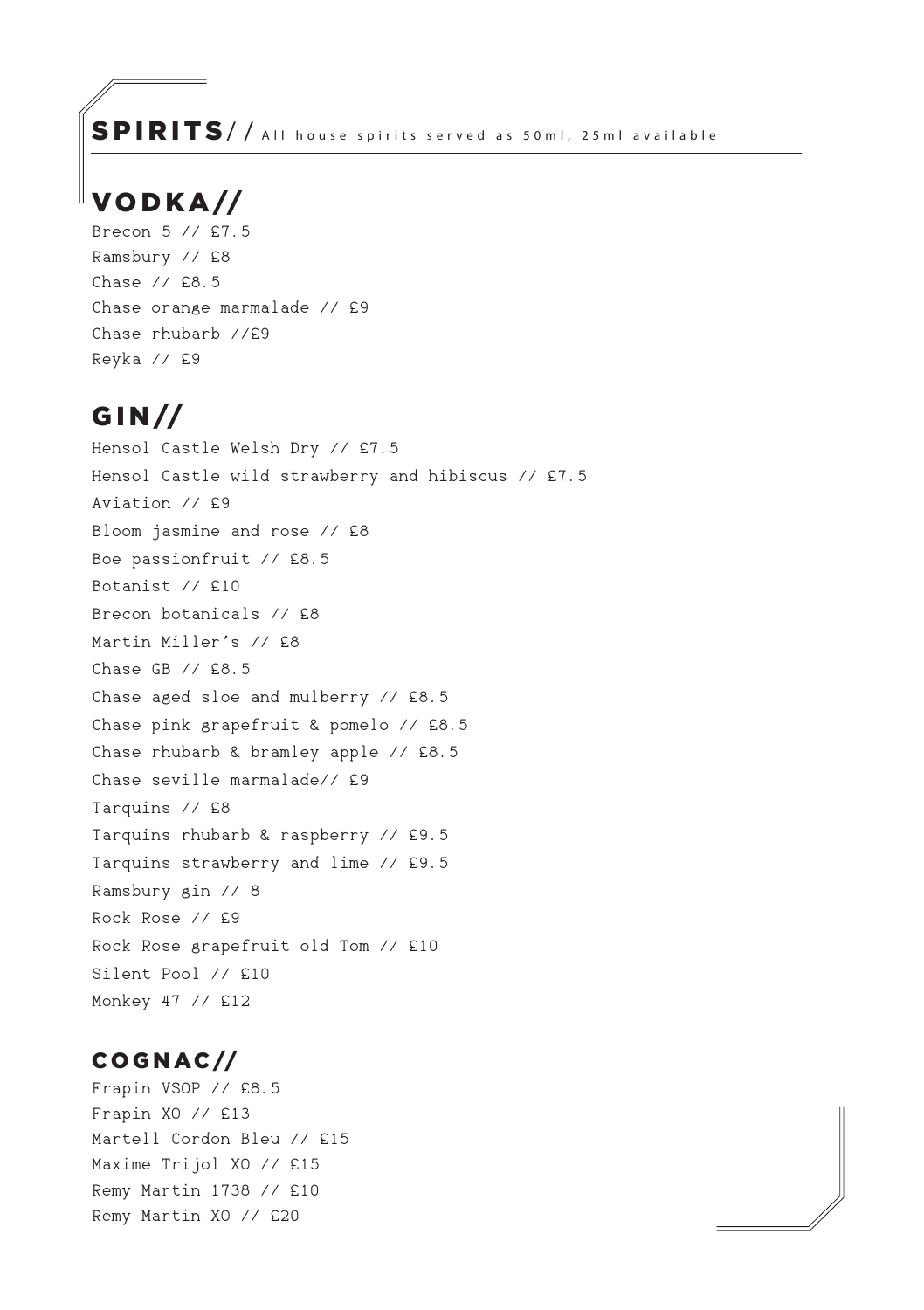# SPIRITS// All house spirits served as 50ml, 25ml available

## VODKA//

Brecon 5 // £7.5
Ramsbury // £8
Chase // £8.5
Chase orange marmalade // £9
Chase rhubarb //£9
Reyka // £9

## GIN//

Hensol Castle Welsh Dry // £7.5
Hensol Castle wild strawberry and hibiscus // £7.5
Aviation // £9
Bloom jasmine and rose // £8
Boe passionfruit // £8.5
Botanist // £10
Brecon botanicals // £8
Martin Miller's // £8
Chase GB // £8.5
Chase aged sloe and mulberry // £8.5
Chase pink grapefruit & pomelo // £8.5
Chase rhubarb & bramley apple // £8.5
Chase seville marmalade// £9
Tarquins // £8
Tarquins rhubarb & raspberry // £9.5
Tarquins strawberry and lime // £9.5
Ramsbury gin // 8
Rock Rose // £9
Rock Rose grapefruit old Tom // £10
Silent Pool // £10
Monkey 47 // £12

## COGNAC//

Frapin VSOP // £8.5
Frapin XO // £13
Martell Cordon Bleu // £15
Maxime Trijol XO // £15
Remy Martin 1738 // £10
Remy Martin XO // £20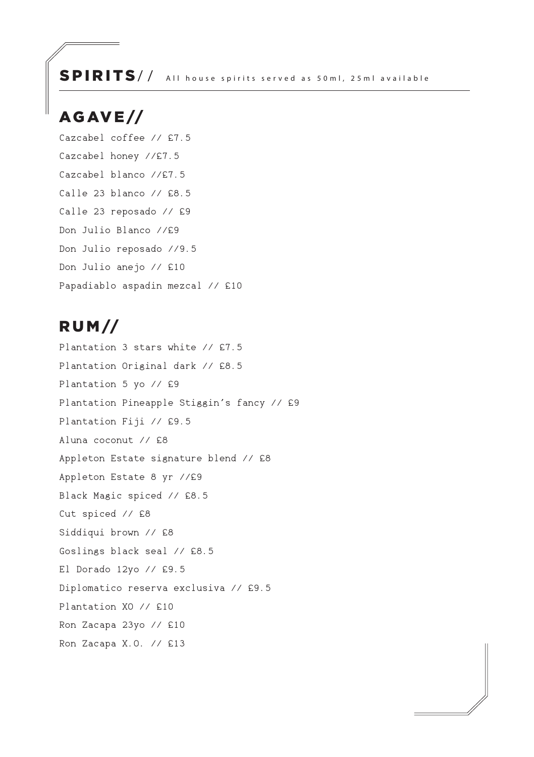# SPIRITS// All house spirits served as 50ml, 25ml available

## AGAVE//

Cazcabel coffee // £7.5

Cazcabel honey //£7.5

Cazcabel blanco //£7.5

Calle 23 blanco // £8.5

Calle 23 reposado // £9

Don Julio Blanco //£9

Don Julio reposado //9.5

Don Julio anejo // £10

Papadiablo aspadin mezcal // £10

## RUM//

Plantation 3 stars white // £7.5

Plantation Original dark // £8.5

Plantation 5 yo // £9

Plantation Pineapple Stiggin's fancy // £9

Plantation Fiji // £9.5

Aluna coconut // £8

Appleton Estate signature blend // £8

Appleton Estate 8 yr //£9

Black Magic spiced // £8.5

Cut spiced // £8

Siddiqui brown // £8

Goslings black seal // £8.5

El Dorado 12yo // £9.5

Diplomatico reserva exclusiva // £9.5

Plantation XO // £10

Ron Zacapa 23yo // £10

Ron Zacapa X.O. // £13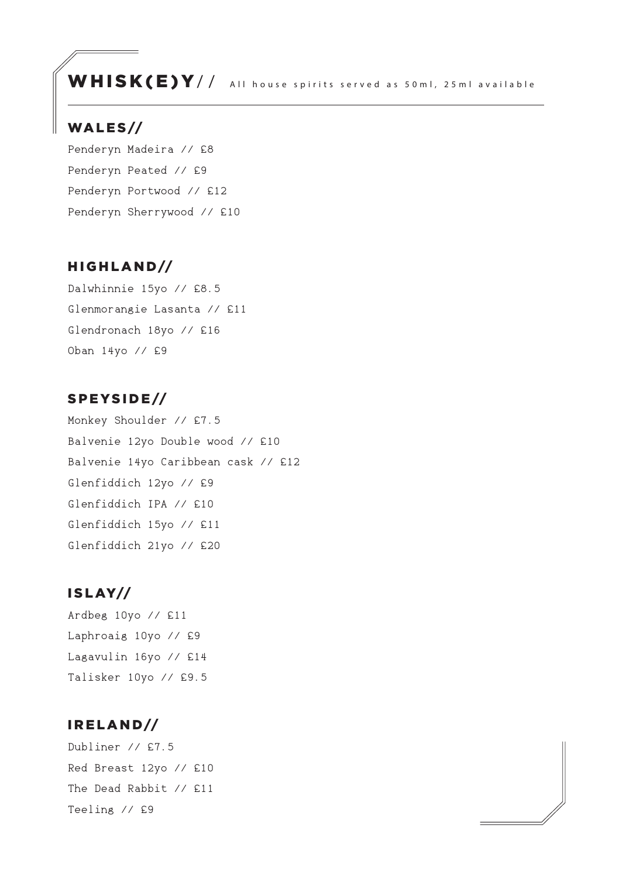# WHISK(E)Y//

All house spirits served as 50ml, 25ml available

## WALES//

Penderyn Madeira // £8

Penderyn Peated // £9

Penderyn Portwood // £12

Penderyn Sherrywood // £10

## HIGHLAND//

Dalwhinnie 15yo // £8.5

Glenmorangie Lasanta // £11

Glendronach 18yo // £16

Oban 14yo // £9

## SPEYSIDE//

Monkey Shoulder // £7.5

Balvenie 12yo Double wood // £10

Balvenie 14yo Caribbean cask // £12

Glenfiddich 12yo // £9

Glenfiddich IPA // £10

Glenfiddich 15yo // £11

Glenfiddich 21yo // £20

## ISLAY//

Ardbeg 10yo // £11

Laphroaig 10yo // £9

Lagavulin 16yo // £14

Talisker 10yo // £9.5

## IRELAND//

Dubliner // £7.5

Red Breast 12yo // £10

The Dead Rabbit // £11

Teeling // £9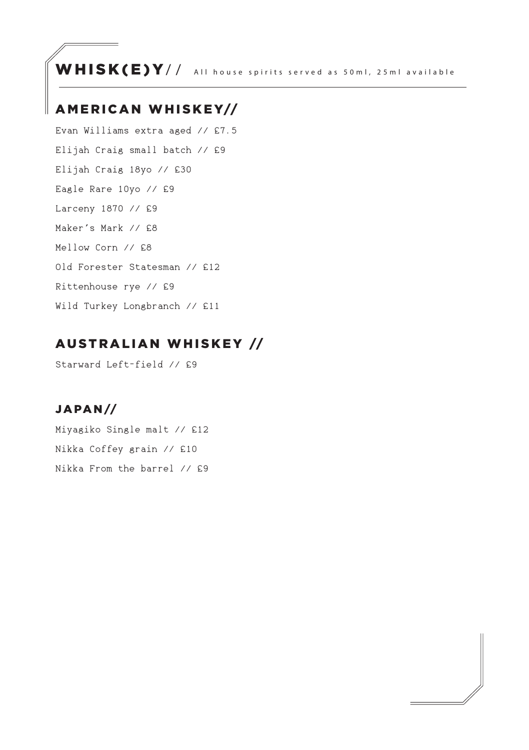# WHISK(E)Y//

All house spirits served as 50ml, 25ml available

## AMERICAN WHISKEY//

Evan Williams extra aged // £7.5

Elijah Craig small batch // £9

Elijah Craig 18yo // £30

Eagle Rare 10yo // £9

Larceny 1870 // £9

Maker's Mark // £8

Mellow Corn // £8

Old Forester Statesman // £12

Rittenhouse rye // £9

Wild Turkey Longbranch // £11

## AUSTRALIAN WHISKEY //

Starward Left-field // £9

## JAPAN//

Miyagiko Single malt // £12

Nikka Coffey grain // £10

Nikka From the barrel // £9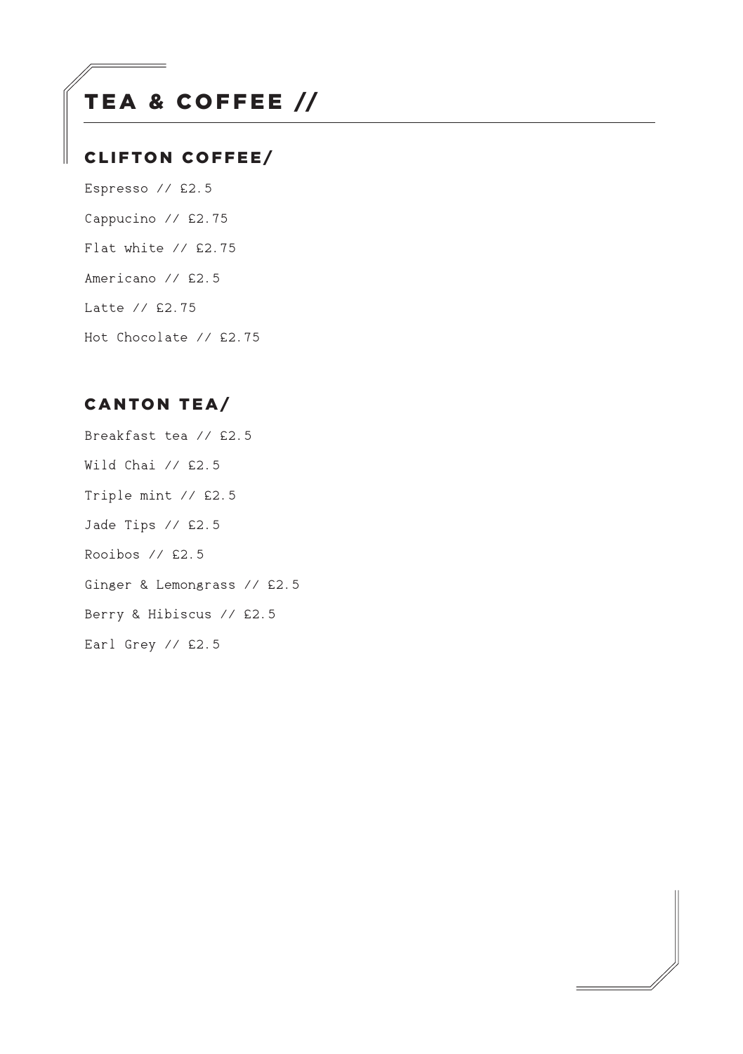# TEA & COFFEE //

## CLIFTON COFFEE/

Espresso // £2.5

Cappucino // £2.75

Flat white // £2.75

Americano // £2.5

Latte // £2.75

Hot Chocolate // £2.75

## CANTON TEA/

Breakfast tea // £2.5

Wild Chai // £2.5

Triple mint // £2.5

Jade Tips // £2.5

Rooibos // £2.5

Ginger & Lemongrass // £2.5

Berry & Hibiscus // £2.5

Earl Grey // £2.5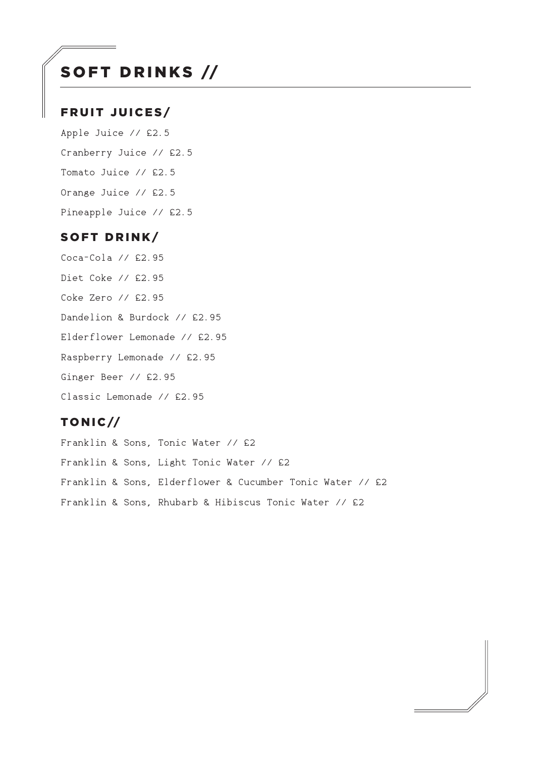# SOFT DRINKS //

## FRUIT JUICES/

Apple Juice // £2.5

Cranberry Juice // £2.5

Tomato Juice // £2.5

Orange Juice // £2.5

Pineapple Juice // £2.5

## SOFT DRINK/

Coca-Cola // £2.95

Diet Coke // £2.95

Coke Zero // £2.95

Dandelion & Burdock // £2.95

Elderflower Lemonade // £2.95

Raspberry Lemonade // £2.95

Ginger Beer // £2.95

Classic Lemonade // £2.95

## TONIC//

Franklin & Sons, Tonic Water // £2

Franklin & Sons, Light Tonic Water // £2

Franklin & Sons, Elderflower & Cucumber Tonic Water // £2

Franklin & Sons, Rhubarb & Hibiscus Tonic Water // £2